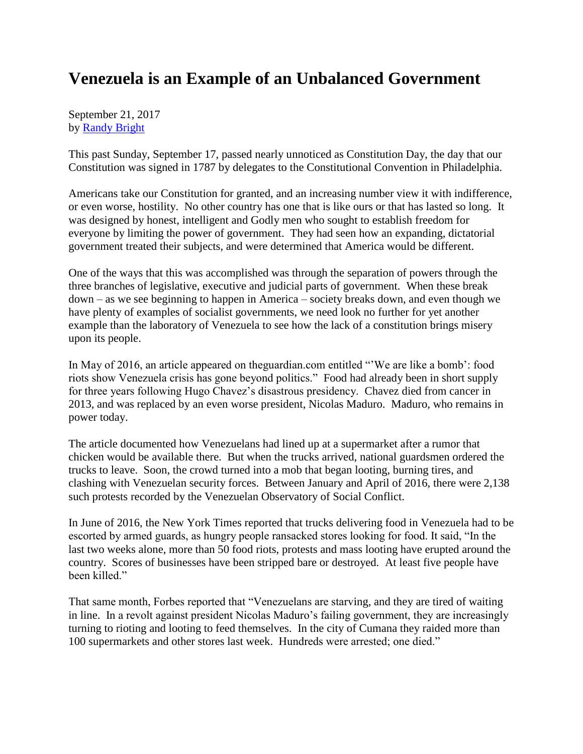# Venezuela is an Example of an Unbalanced Government

September 21, 2017
by Randy Bright

This past Sunday, September 17, passed nearly unnoticed as Constitution Day, the day that our Constitution was signed in 1787 by delegates to the Constitutional Convention in Philadelphia.

Americans take our Constitution for granted, and an increasing number view it with indifference, or even worse, hostility. No other country has one that is like ours or that has lasted so long. It was designed by honest, intelligent and Godly men who sought to establish freedom for everyone by limiting the power of government. They had seen how an expanding, dictatorial government treated their subjects, and were determined that America would be different.

One of the ways that this was accomplished was through the separation of powers through the three branches of legislative, executive and judicial parts of government. When these break down – as we see beginning to happen in America – society breaks down, and even though we have plenty of examples of socialist governments, we need look no further for yet another example than the laboratory of Venezuela to see how the lack of a constitution brings misery upon its people.

In May of 2016, an article appeared on theguardian.com entitled "'We are like a bomb': food riots show Venezuela crisis has gone beyond politics." Food had already been in short supply for three years following Hugo Chavez's disastrous presidency. Chavez died from cancer in 2013, and was replaced by an even worse president, Nicolas Maduro. Maduro, who remains in power today.

The article documented how Venezuelans had lined up at a supermarket after a rumor that chicken would be available there. But when the trucks arrived, national guardsmen ordered the trucks to leave. Soon, the crowd turned into a mob that began looting, burning tires, and clashing with Venezuelan security forces. Between January and April of 2016, there were 2,138 such protests recorded by the Venezuelan Observatory of Social Conflict.

In June of 2016, the New York Times reported that trucks delivering food in Venezuela had to be escorted by armed guards, as hungry people ransacked stores looking for food. It said, "In the last two weeks alone, more than 50 food riots, protests and mass looting have erupted around the country. Scores of businesses have been stripped bare or destroyed. At least five people have been killed."

That same month, Forbes reported that "Venezuelans are starving, and they are tired of waiting in line. In a revolt against president Nicolas Maduro's failing government, they are increasingly turning to rioting and looting to feed themselves. In the city of Cumana they raided more than 100 supermarkets and other stores last week. Hundreds were arrested; one died."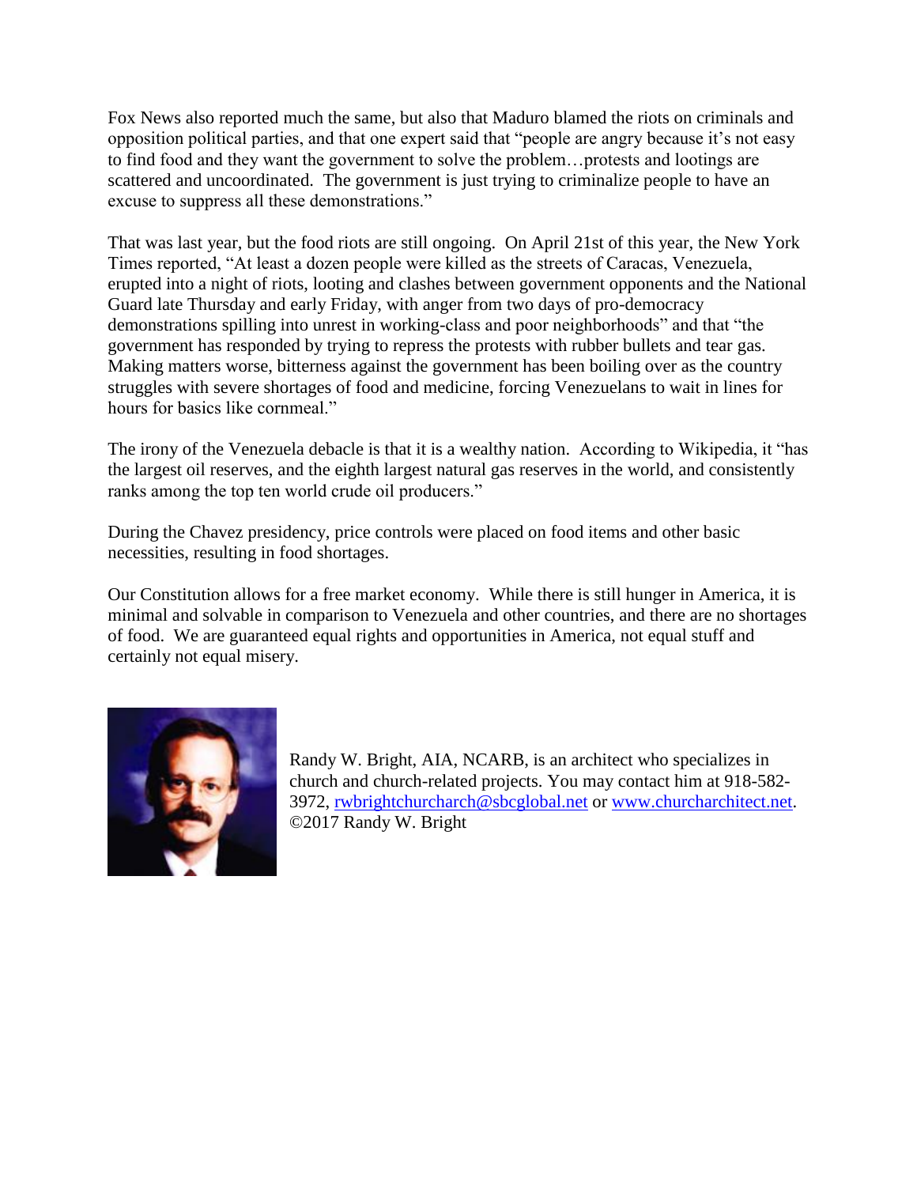Fox News also reported much the same, but also that Maduro blamed the riots on criminals and opposition political parties, and that one expert said that "people are angry because it's not easy to find food and they want the government to solve the problem…protests and lootings are scattered and uncoordinated. The government is just trying to criminalize people to have an excuse to suppress all these demonstrations."

That was last year, but the food riots are still ongoing. On April 21st of this year, the New York Times reported, "At least a dozen people were killed as the streets of Caracas, Venezuela, erupted into a night of riots, looting and clashes between government opponents and the National Guard late Thursday and early Friday, with anger from two days of pro-democracy demonstrations spilling into unrest in working-class and poor neighborhoods" and that "the government has responded by trying to repress the protests with rubber bullets and tear gas. Making matters worse, bitterness against the government has been boiling over as the country struggles with severe shortages of food and medicine, forcing Venezuelans to wait in lines for hours for basics like cornmeal."

The irony of the Venezuela debacle is that it is a wealthy nation. According to Wikipedia, it "has the largest oil reserves, and the eighth largest natural gas reserves in the world, and consistently ranks among the top ten world crude oil producers."

During the Chavez presidency, price controls were placed on food items and other basic necessities, resulting in food shortages.

Our Constitution allows for a free market economy. While there is still hunger in America, it is minimal and solvable in comparison to Venezuela and other countries, and there are no shortages of food. We are guaranteed equal rights and opportunities in America, not equal stuff and certainly not equal misery.

Randy W. Bright, AIA, NCARB, is an architect who specializes in church and church-related projects. You may contact him at 918-582-3972, [rwbrightchurcharch@sbcglobal.net](mailto:rwbrightchurcharch@sbcglobal.net) or [www.churcharchitect.net](http://www.churcharchitect.net). ©2017 Randy W. Bright